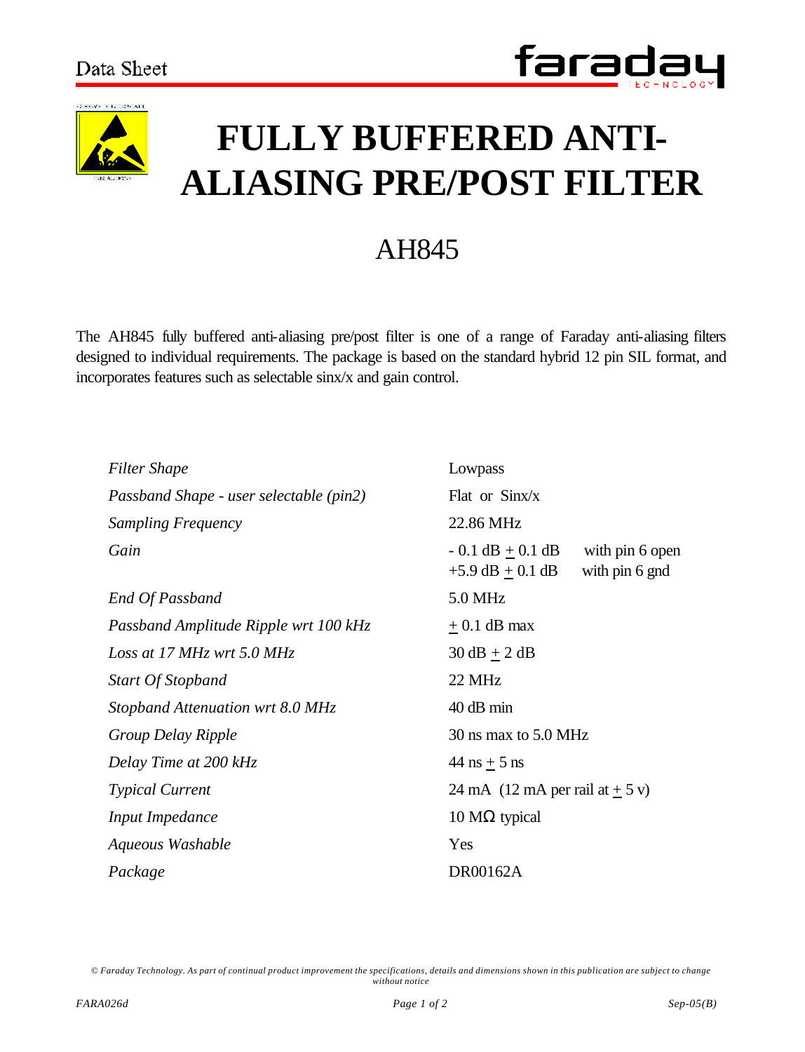Data Sheet

# FULLY BUFFERED ANTI-ALIASING PRE/POST FILTER

## AH845

The AH845 fully buffered anti-aliasing pre/post filter is one of a range of Faraday anti-aliasing filters designed to individual requirements. The package is based on the standard hybrid 12 pin SIL format, and incorporates features such as selectable sinx/x and gain control.

| | |
|---|---|
| *Filter Shape* | Lowpass |
| *Passband Shape - user selectable (pin2)* | Flat or Sinx/x |
| *Sampling Frequency* | 22.86 MHz |
| *Gain* | - 0.1 dB ± 0.1 dB with pin 6 open<br>+5.9 dB ± 0.1 dB with pin 6 gnd |
| *End Of Passband* | 5.0 MHz |
| *Passband Amplitude Ripple wrt 100 kHz* | ± 0.1 dB max |
| *Loss at 17 MHz wrt 5.0 MHz* | 30 dB ± 2 dB |
| *Start Of Stopband* | 22 MHz |
| *Stopband Attenuation wrt 8.0 MHz* | 40 dB min |
| *Group Delay Ripple* | 30 ns max to 5.0 MHz |
| *Delay Time at 200 kHz* | 44 ns ± 5 ns |
| *Typical Current* | 24 mA (12 mA per rail at ± 5 v) |
| *Input Impedance* | 10 MΩ typical |
| *Aqueous Washable* | Yes |
| *Package* | DR00162A |

*© Faraday Technology. As part of continual product improvement the specifications, details and dimensions shown in this publication are subject to change without notice*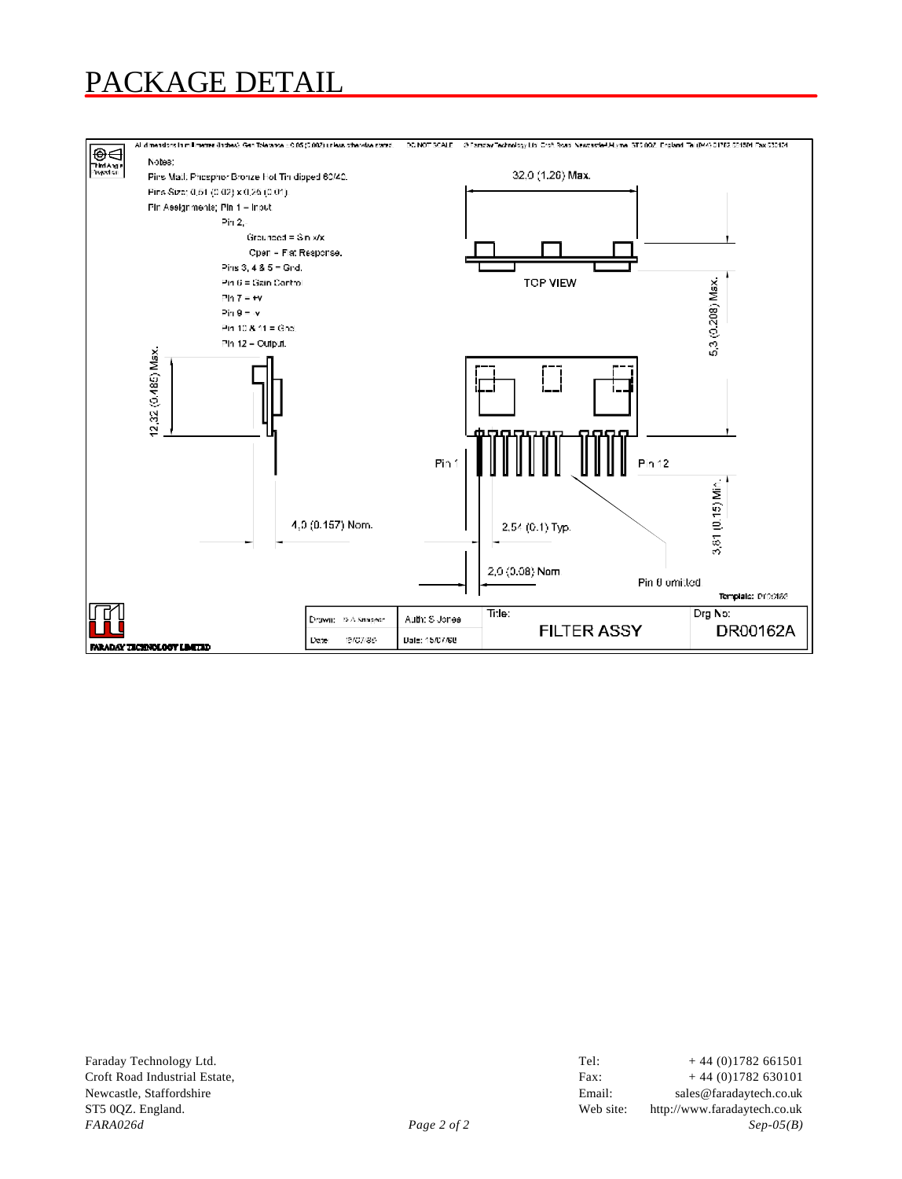# PACKAGE DETAIL

All dimensions in millimetres (inches). Gen Tolerance ±0.05 (0.002) unless otherwise stated. DO NOT SCALE © Faraday Technology Ltd. Croft Road, Newcastle-u-Lyme, ST5 0QZ, England. Tel (44) 01782 661501 Fax 630101

Third Angle Projection

Notes:

Pins Matl. Phosphor Bronze Hot Tin dipped 60/40.

Pins Size: 0,51 (0.02) x 0,25 (0.01)

Pin Assignments; Pin 1 = Input

Pin 2,

Grounded = Sin x/x

Open = Flat Response.

Pins 3, 4 & 5 = Gnd.

Pin 6 = Gain Control

Pin 7 = +V

Pin 9 = -V

Pin 10 & 11 = Gnd

Pin 12 = Output.

32,0 (1.26) Max.

TOP VIEW

5,3 (0.208) Max.

12,32 (0.485) Max.

4,0 (0.157) Nom.

Pin 1

Pin 12

3,81 (0.15) Min.

2,54 (0.1) Typ.

2,0 (0.08) Nom.

Pin 8 omitted

Template: DT00162

FARADAY TECHNOLOGY LIMITED

Drawn: S A Nmadeen

Date: 15/07/89

Auth: S Jones

Date: 15/07/89

Title: FILTER ASSY

Drg No: DR00162A

Faraday Technology Ltd.
Croft Road Industrial Estate,
Newcastle, Staffordshire
ST5 0QZ. England.
*FARA026d*

Tel: + 44 (0)1782 661501
Fax: + 44 (0)1782 630101
Email: sales@faradaytech.co.uk
Web site: http://www.faradaytech.co.uk
*Sep-05(B)*